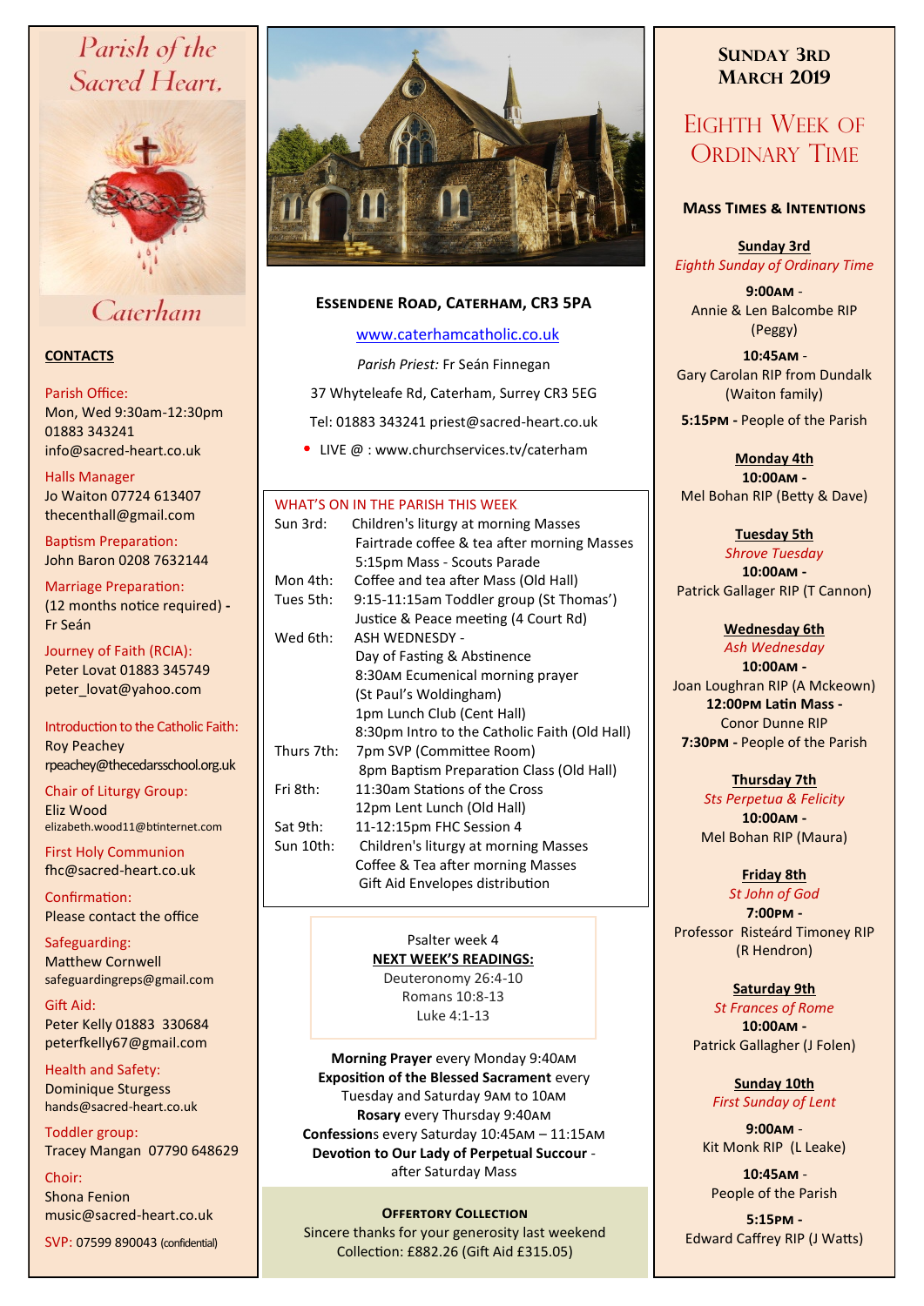# Parish of the Sacred Heart, Caterham

## CONTACTS

Parish Office:
Mon, Wed 9:30am-12:30pm
01883 343241
info@sacred-heart.co.uk

Halls Manager
Jo Waiton 07724 613407
thecenthall@gmail.com

Baptism Preparation:
John Baron 0208 7632144

Marriage Preparation:
(12 months notice required) - Fr Seán

Journey of Faith (RCIA):
Peter Lovat 01883 345749
peter_lovat@yahoo.com

Introduction to the Catholic Faith:
Roy Peachey
rpeachey@thecedarsschool.org.uk

Chair of Liturgy Group:
Eliz Wood
elizabeth.wood11@btinternet.com

First Holy Communion
fhc@sacred-heart.co.uk

Confirmation:
Please contact the office

Safeguarding:
Matthew Cornwell
safeguardingreps@gmail.com

Gift Aid:
Peter Kelly 01883 330684
peterfkelly67@gmail.com

Health and Safety:
Dominique Sturgess
hands@sacred-heart.co.uk

Toddler group:
Tracey Mangan 07790 648629

Choir:
Shona Fenion
music@sacred-heart.co.uk

SVP: 07599 890043 (confidential)

### Essendene Road, Caterham, CR3 5PA

www.caterhamcatholic.co.uk

*Parish Priest:* Fr Seán Finnegan

37 Whyteleafe Rd, Caterham, Surrey CR3 5EG

Tel: 01883 343241 priest@sacred-heart.co.uk

- LIVE @ : www.churchservices.tv/caterham

### WHAT'S ON IN THE PARISH THIS WEEK

| | |
|---|---|
| Sun 3rd: | Children's liturgy at morning Masses |
| | Fairtrade coffee & tea after morning Masses |
| | 5:15pm Mass - Scouts Parade |
| Mon 4th: | Coffee and tea after Mass (Old Hall) |
| Tues 5th: | 9:15-11:15am Toddler group (St Thomas') |
| | Justice & Peace meeting (4 Court Rd) |
| Wed 6th: | ASH WEDNESDY - |
| | Day of Fasting & Abstinence |
| | 8:30AM Ecumenical morning prayer (St Paul's Woldingham) |
| | 1pm Lunch Club (Cent Hall) |
| | 8:30pm Intro to the Catholic Faith (Old Hall) |
| Thurs 7th: | 7pm SVP (Committee Room) |
| | 8pm Baptism Preparation Class (Old Hall) |
| Fri 8th: | 11:30am Stations of the Cross |
| | 12pm Lent Lunch (Old Hall) |
| Sat 9th: | 11-12:15pm FHC Session 4 |
| Sun 10th: | Children's liturgy at morning Masses |
| | Coffee & Tea after morning Masses |
| | Gift Aid Envelopes distribution |

Psalter week 4

**NEXT WEEK'S READINGS:**
Deuteronomy 26:4-10
Romans 10:8-13
Luke 4:1-13

**Morning Prayer** every Monday 9:40AM
**Exposition of the Blessed Sacrament** every Tuesday and Saturday 9AM to 10AM
**Rosary** every Thursday 9:40AM
**Confessions** every Saturday 10:45AM – 11:15AM
**Devotion to Our Lady of Perpetual Succour** - after Saturday Mass

### Offertory Collection

Sincere thanks for your generosity last weekend
Collection: £882.26 (Gift Aid £315.05)

## Sunday 3rd March 2019

## Eighth Week of Ordinary Time

### Mass Times & Intentions

**Sunday 3rd**
*Eighth Sunday of Ordinary Time*

**9:00AM** - Annie & Len Balcombe RIP (Peggy)

**10:45AM** - Gary Carolan RIP from Dundalk (Waiton family)

**5:15PM** - People of the Parish

**Monday 4th**
**10:00AM** - Mel Bohan RIP (Betty & Dave)

**Tuesday 5th**
*Shrove Tuesday*
**10:00AM** - Patrick Gallager RIP (T Cannon)

**Wednesday 6th**
*Ash Wednesday*
**10:00AM** - Joan Loughran RIP (A Mckeown)
**12:00PM Latin Mass** - Conor Dunne RIP
**7:30PM** - People of the Parish

**Thursday 7th**
*Sts Perpetua & Felicity*
**10:00AM** - Mel Bohan RIP (Maura)

**Friday 8th**
*St John of God*
**7:00PM** - Professor Risteárd Timoney RIP (R Hendron)

**Saturday 9th**
*St Frances of Rome*
**10:00AM** - Patrick Gallagher (J Folen)

**Sunday 10th**
*First Sunday of Lent*

**9:00AM** - Kit Monk RIP (L Leake)

**10:45AM** - People of the Parish

**5:15PM** - Edward Caffrey RIP (J Watts)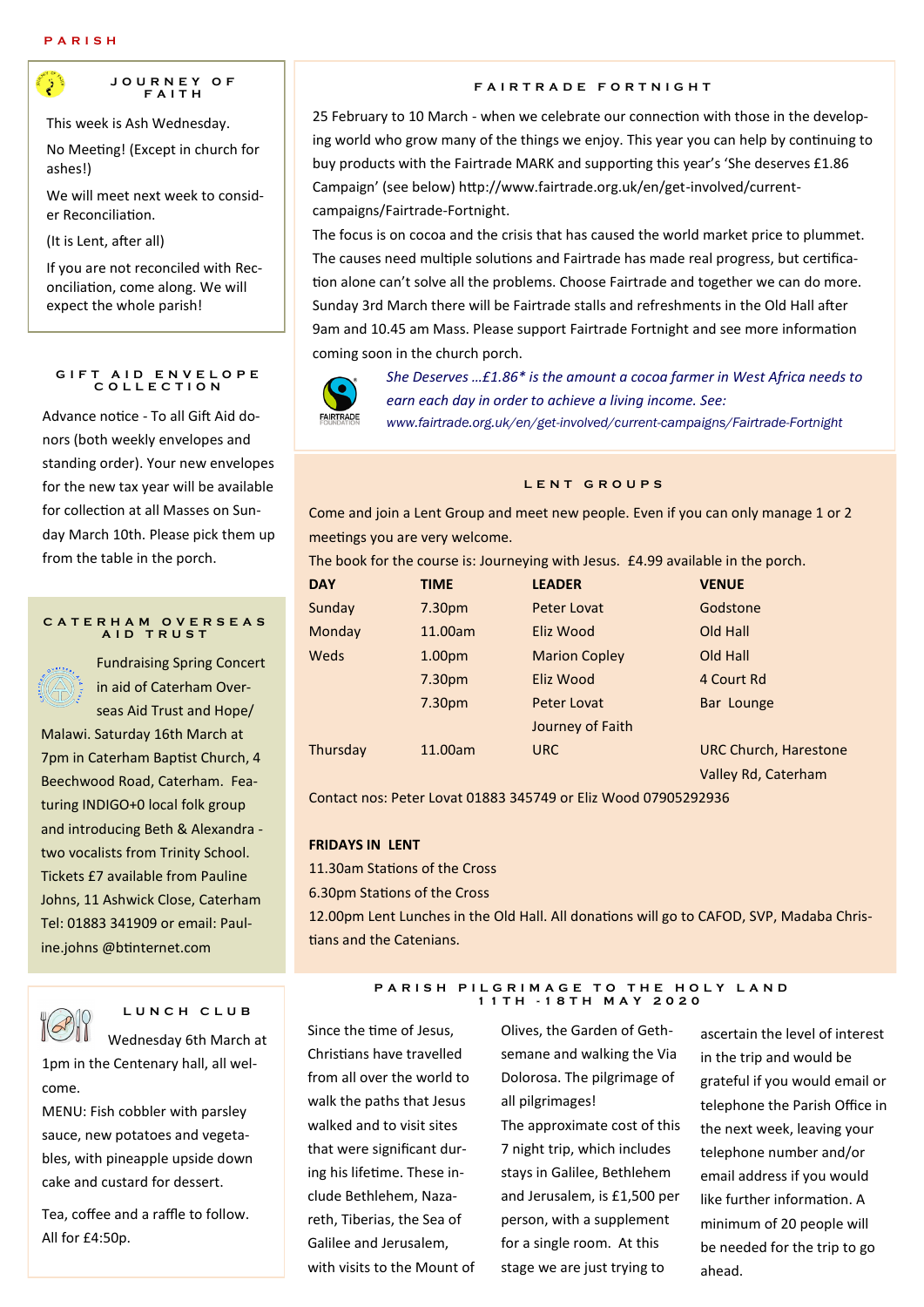PARISH

## JOURNEY OF FAITH

This week is Ash Wednesday.

No Meeting! (Except in church for ashes!)

We will meet next week to consider Reconciliation.

(It is Lent, after all)

If you are not reconciled with Reconciliation, come along. We will expect the whole parish!

## GIFT AID ENVELOPE COLLECTION

Advance notice - To all Gift Aid donors (both weekly envelopes and standing order). Your new envelopes for the new tax year will be available for collection at all Masses on Sunday March 10th. Please pick them up from the table in the porch.

## CATERHAM OVERSEAS AID TRUST

Fundraising Spring Concert in aid of Caterham Overseas Aid Trust and Hope/Malawi. Saturday 16th March at 7pm in Caterham Baptist Church, 4 Beechwood Road, Caterham. Featuring INDIGO+0 local folk group and introducing Beth & Alexandra - two vocalists from Trinity School. Tickets £7 available from Pauline Johns, 11 Ashwick Close, Caterham Tel: 01883 341909 or email: Pauline.johns @btinternet.com

## LUNCH CLUB

Wednesday 6th March at 1pm in the Centenary hall, all welcome.

MENU: Fish cobbler with parsley sauce, new potatoes and vegetables, with pineapple upside down cake and custard for dessert.

Tea, coffee and a raffle to follow. All for £4:50p.

## FAIRTRADE FORTNIGHT

25 February to 10 March - when we celebrate our connection with those in the developing world who grow many of the things we enjoy. This year you can help by continuing to buy products with the Fairtrade MARK and supporting this year's 'She deserves £1.86 Campaign' (see below) http://www.fairtrade.org.uk/en/get-involved/current-campaigns/Fairtrade-Fortnight.

The focus is on cocoa and the crisis that has caused the world market price to plummet. The causes need multiple solutions and Fairtrade has made real progress, but certification alone can't solve all the problems. Choose Fairtrade and together we can do more. Sunday 3rd March there will be Fairtrade stalls and refreshments in the Old Hall after 9am and 10.45 am Mass. Please support Fairtrade Fortnight and see more information coming soon in the church porch.

*She Deserves …£1.86\* is the amount a cocoa farmer in West Africa needs to earn each day in order to achieve a living income. See:*
*www.fairtrade.org.uk/en/get-involved/current-campaigns/Fairtrade-Fortnight*

## LENT GROUPS

Come and join a Lent Group and meet new people. Even if you can only manage 1 or 2 meetings you are very welcome.

The book for the course is: Journeying with Jesus. £4.99 available in the porch.

| DAY | TIME | LEADER | VENUE |
|---|---|---|---|
| Sunday | 7.30pm | Peter Lovat | Godstone |
| Monday | 11.00am | Eliz Wood | Old Hall |
| Weds | 1.00pm | Marion Copley | Old Hall |
| | 7.30pm | Eliz Wood | 4 Court Rd |
| | 7.30pm | Peter Lovat Journey of Faith | Bar Lounge |
| Thursday | 11.00am | URC | URC Church, Harestone Valley Rd, Caterham |

Contact nos: Peter Lovat 01883 345749 or Eliz Wood 07905292936

**FRIDAYS IN LENT**

11.30am Stations of the Cross

6.30pm Stations of the Cross

12.00pm Lent Lunches in the Old Hall. All donations will go to CAFOD, SVP, Madaba Christians and the Catenians.

## PARISH PILGRIMAGE TO THE HOLY LAND 11TH - 18TH MAY 2020

Since the time of Jesus, Christians have travelled from all over the world to walk the paths that Jesus walked and to visit sites that were significant during his lifetime. These include Bethlehem, Nazareth, Tiberias, the Sea of Galilee and Jerusalem, with visits to the Mount of Olives, the Garden of Gethsemane and walking the Via Dolorosa. The pilgrimage of all pilgrimages!

The approximate cost of this 7 night trip, which includes stays in Galilee, Bethlehem and Jerusalem, is £1,500 per person, with a supplement for a single room. At this stage we are just trying to ascertain the level of interest in the trip and would be grateful if you would email or telephone the Parish Office in the next week, leaving your telephone number and/or email address if you would like further information. A minimum of 20 people will be needed for the trip to go ahead.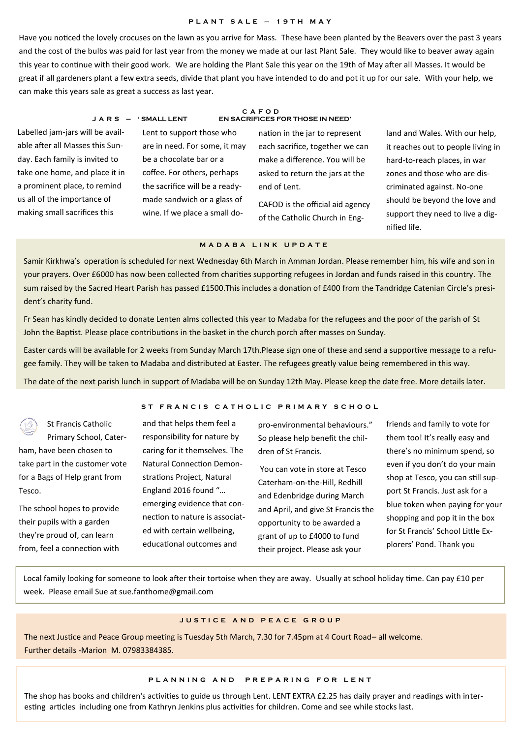## PLANT SALE – 19TH MAY

Have you noticed the lovely crocuses on the lawn as you arrive for Mass. These have been planted by the Beavers over the past 3 years and the cost of the bulbs was paid for last year from the money we made at our last Plant Sale. They would like to beaver away again this year to continue with their good work. We are holding the Plant Sale this year on the 19th of May after all Masses. It would be great if all gardeners plant a few extra seeds, divide that plant you have intended to do and pot it up for our sale. With your help, we can make this years sale as great a success as last year.

## CAFOD JARS – 'SMALL LENTEN SACRIFICES FOR THOSE IN NEED'

Labelled jam-jars will be available after all Masses this Sunday. Each family is invited to take one home, and place it in a prominent place, to remind us all of the importance of making small sacrifices this Lent to support those who are in need. For some, it may be a chocolate bar or a coffee. For others, perhaps the sacrifice will be a ready-made sandwich or a glass of wine. If we place a small donation in the jar to represent each sacrifice, together we can make a difference. You will be asked to return the jars at the end of Lent.

CAFOD is the official aid agency of the Catholic Church in England and Wales. With our help, it reaches out to people living in hard-to-reach places, in war zones and those who are discriminated against. No-one should be beyond the love and support they need to live a dignified life.

## MADABA LINK UPDATE

Samir Kirkhwa's operation is scheduled for next Wednesday 6th March in Amman Jordan. Please remember him, his wife and son in your prayers. Over £6000 has now been collected from charities supporting refugees in Jordan and funds raised in this country. The sum raised by the Sacred Heart Parish has passed £1500.This includes a donation of £400 from the Tandridge Catenian Circle's president's charity fund.

Fr Sean has kindly decided to donate Lenten alms collected this year to Madaba for the refugees and the poor of the parish of St John the Baptist. Please place contributions in the basket in the church porch after masses on Sunday.

Easter cards will be available for 2 weeks from Sunday March 17th.Please sign one of these and send a supportive message to a refugee family. They will be taken to Madaba and distributed at Easter. The refugees greatly value being remembered in this way.

The date of the next parish lunch in support of Madaba will be on Sunday 12th May. Please keep the date free. More details later.

## ST FRANCIS CATHOLIC PRIMARY SCHOOL

St Francis Catholic Primary School, Caterham, have been chosen to take part in the customer vote for a Bags of Help grant from Tesco.

The school hopes to provide their pupils with a garden they're proud of, can learn from, feel a connection with and that helps them feel a responsibility for nature by caring for it themselves. The Natural Connection Demonstrations Project, Natural England 2016 found "… emerging evidence that connection to nature is associated with certain wellbeing, educational outcomes and pro-environmental behaviours." So please help benefit the children of St Francis.

You can vote in store at Tesco Caterham-on-the-Hill, Redhill and Edenbridge during March and April, and give St Francis the opportunity to be awarded a grant of up to £4000 to fund their project. Please ask your friends and family to vote for them too! It's really easy and there's no minimum spend, so even if you don't do your main shop at Tesco, you can still support St Francis. Just ask for a blue token when paying for your shopping and pop it in the box for St Francis' School Little Explorers' Pond. Thank you

Local family looking for someone to look after their tortoise when they are away. Usually at school holiday time. Can pay £10 per week. Please email Sue at sue.fanthome@gmail.com

## JUSTICE AND PEACE GROUP

The next Justice and Peace Group meeting is Tuesday 5th March, 7.30 for 7.45pm at 4 Court Road– all welcome.
Further details -Marion M. 07983384385.

## PLANNING AND PREPARING FOR LENT

The shop has books and children's activities to guide us through Lent. LENT EXTRA £2.25 has daily prayer and readings with interesting articles including one from Kathryn Jenkins plus activities for children. Come and see while stocks last.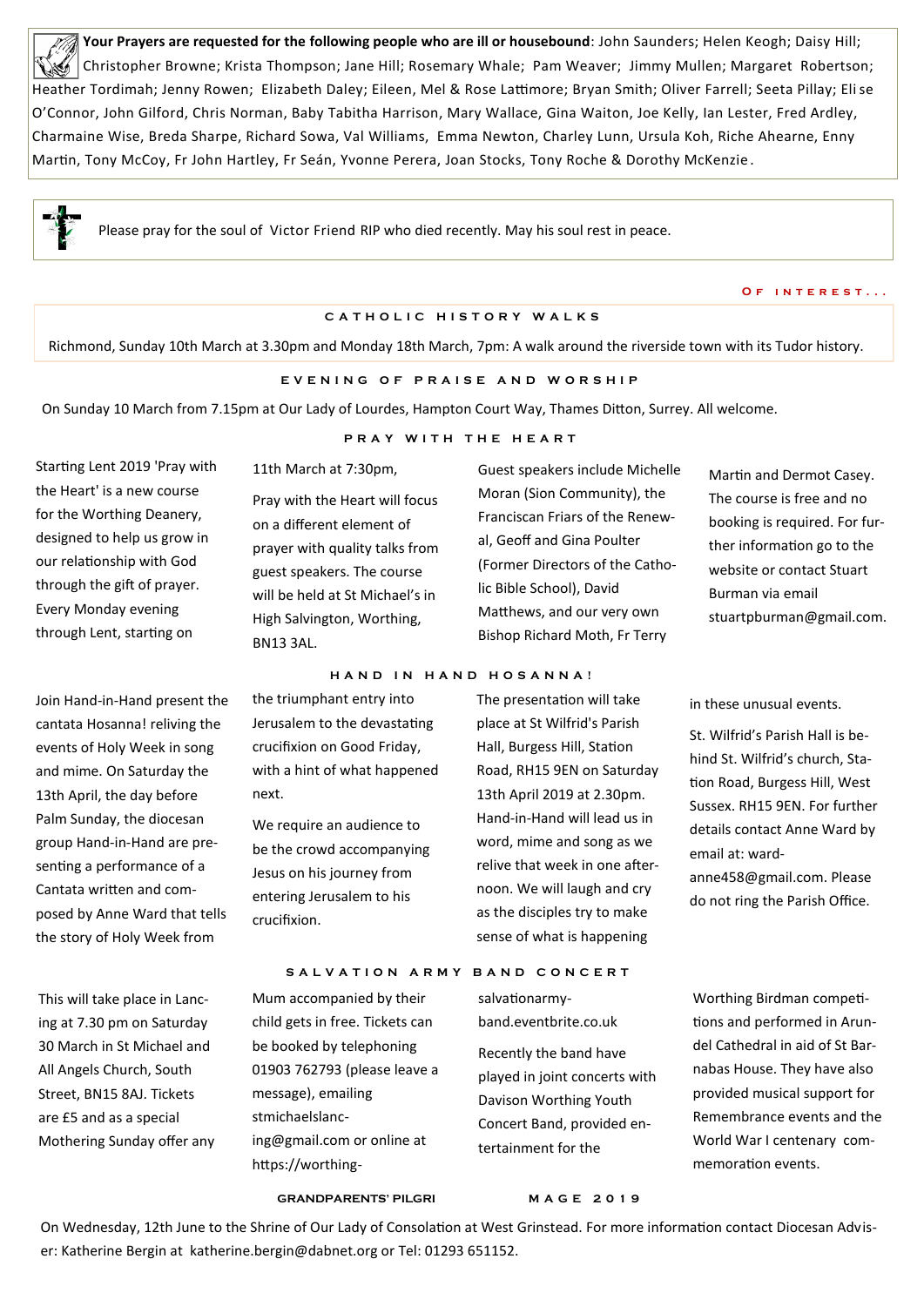**Your Prayers are requested for the following people who are ill or housebound**: John Saunders; Helen Keogh; Daisy Hill; Christopher Browne; Krista Thompson; Jane Hill; Rosemary Whale; Pam Weaver; Jimmy Mullen; Margaret Robertson; Heather Tordimah; Jenny Rowen; Elizabeth Daley; Eileen, Mel & Rose Lattimore; Bryan Smith; Oliver Farrell; Seeta Pillay; Elise O'Connor, John Gilford, Chris Norman, Baby Tabitha Harrison, Mary Wallace, Gina Waiton, Joe Kelly, Ian Lester, Fred Ardley, Charmaine Wise, Breda Sharpe, Richard Sowa, Val Williams, Emma Newton, Charley Lunn, Ursula Koh, Riche Ahearne, Enny Martin, Tony McCoy, Fr John Hartley, Fr Seán, Yvonne Perera, Joan Stocks, Tony Roche & Dorothy McKenzie.

Please pray for the soul of Victor Friend RIP who died recently. May his soul rest in peace.

## Of interest...

### CATHOLIC HISTORY WALKS

Richmond, Sunday 10th March at 3.30pm and Monday 18th March, 7pm: A walk around the riverside town with its Tudor history.

### EVENING OF PRAISE AND WORSHIP

On Sunday 10 March from 7.15pm at Our Lady of Lourdes, Hampton Court Way, Thames Ditton, Surrey. All welcome.

### PRAY WITH THE HEART

Starting Lent 2019 'Pray with the Heart' is a new course for the Worthing Deanery, designed to help us grow in our relationship with God through the gift of prayer. Every Monday evening through Lent, starting on 11th March at 7:30pm,

Pray with the Heart will focus on a different element of prayer with quality talks from guest speakers. The course will be held at St Michael's in High Salvington, Worthing, BN13 3AL.

Guest speakers include Michelle Moran (Sion Community), the Franciscan Friars of the Renewal, Geoff and Gina Poulter (Former Directors of the Catholic Bible School), David Matthews, and our very own Bishop Richard Moth, Fr Terry Martin and Dermot Casey. The course is free and no booking is required. For further information go to the website or contact Stuart Burman via email stuartpburman@gmail.com.

### HAND IN HAND HOSANNA!

Join Hand-in-Hand present the cantata Hosanna! reliving the events of Holy Week in song and mime. On Saturday the 13th April, the day before Palm Sunday, the diocesan group Hand-in-Hand are presenting a performance of a Cantata written and composed by Anne Ward that tells the story of Holy Week from the triumphant entry into Jerusalem to the devastating crucifixion on Good Friday, with a hint of what happened next.

We require an audience to be the crowd accompanying Jesus on his journey from entering Jerusalem to his crucifixion.

The presentation will take place at St Wilfrid's Parish Hall, Burgess Hill, Station Road, RH15 9EN on Saturday 13th April 2019 at 2.30pm. Hand-in-Hand will lead us in word, mime and song as we relive that week in one afternoon. We will laugh and cry as the disciples try to make sense of what is happening in these unusual events.

St. Wilfrid's Parish Hall is behind St. Wilfrid's church, Station Road, Burgess Hill, West Sussex. RH15 9EN. For further details contact Anne Ward by email at: ward-anne458@gmail.com. Please do not ring the Parish Office.

### SALVATION ARMY BAND CONCERT

This will take place in Lancing at 7.30 pm on Saturday 30 March in St Michael and All Angels Church, South Street, BN15 8AJ. Tickets are £5 and as a special Mothering Sunday offer any Mum accompanied by their child gets in free. Tickets can be booked by telephoning 01903 762793 (please leave a message), emailing stmichaelslancing@gmail.com or online at https://worthing-salvationarmy-band.eventbrite.co.uk

Recently the band have played in joint concerts with Davison Worthing Youth Concert Band, provided entertainment for the Worthing Birdman competitions and performed in Arundel Cathedral in aid of St Barnabas House. They have also provided musical support for Remembrance events and the World War I centenary commemoration events.

### GRANDPARENTS' PILGRIMAGE 2019

On Wednesday, 12th June to the Shrine of Our Lady of Consolation at West Grinstead. For more information contact Diocesan Adviser: Katherine Bergin at katherine.bergin@dabnet.org or Tel: 01293 651152.